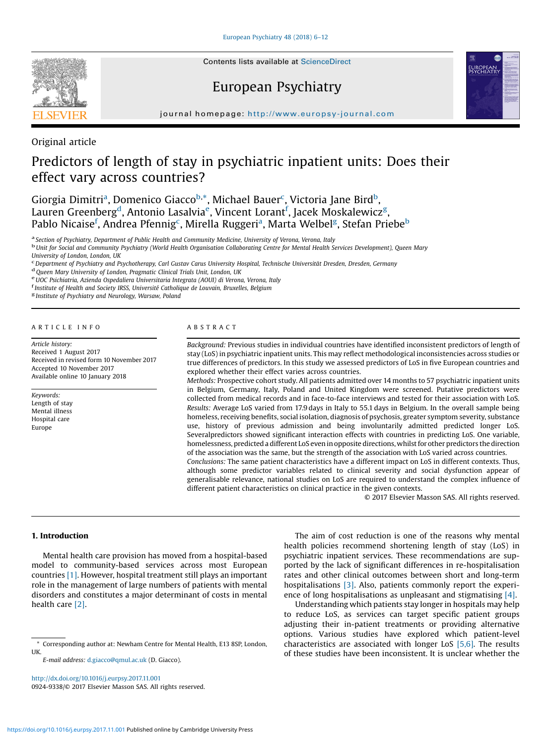Original article

# Predictors of length of stay in psychiatric inpatient units: Does their effect vary across countries?

Giorgia Dimitri[a], Domenico Giacco[b,*], Michael Bauer[c], Victoria Jane Bird[b], Lauren Greenberg[d], Antonio Lasalvia[e], Vincent Lorant[f], Jacek Moskalewicz[g], Pablo Nicaise[f], Andrea Pfennig[c], Mirella Ruggeri[a], Marta Welbel[g], Stefan Priebe[b]

[a] Section of Psychiatry, Department of Public Health and Community Medicine, University of Verona, Verona, Italy
[b] Unit for Social and Community Psychiatry (World Health Organisation Collaborating Centre for Mental Health Services Development), Queen Mary University of London, London, UK
[c] Department of Psychiatry and Psychotherapy, Carl Gustav Carus University Hospital, Technische Universität Dresden, Dresden, Germany
[d] Queen Mary University of London, Pragmatic Clinical Trials Unit, London, UK
[e] UOC Psichiatria, Azienda Ospedaliera Universitaria Integrata (AOUI) di Verona, Verona, Italy
[f] Institute of Health and Society IRSS, Université Catholique de Louvain, Bruxelles, Belgium
[g] Institute of Psychiatry and Neurology, Warsaw, Poland

## ARTICLE INFO

*Article history:*
Received 1 August 2017
Received in revised form 10 November 2017
Accepted 10 November 2017
Available online 10 January 2018

*Keywords:*
Length of stay
Mental illness
Hospital care
Europe

## ABSTRACT

*Background:* Previous studies in individual countries have identified inconsistent predictors of length of stay (LoS) in psychiatric inpatient units. This may reflect methodological inconsistencies across studies or true differences of predictors. In this study we assessed predictors of LoS in five European countries and explored whether their effect varies across countries.

*Methods:* Prospective cohort study. All patients admitted over 14 months to 57 psychiatric inpatient units in Belgium, Germany, Italy, Poland and United Kingdom were screened. Putative predictors were collected from medical records and in face-to-face interviews and tested for their association with LoS.

*Results:* Average LoS varied from 17.9 days in Italy to 55.1 days in Belgium. In the overall sample being homeless, receiving benefits, social isolation, diagnosis of psychosis, greater symptom severity, substance use, history of previous admission and being involuntarily admitted predicted longer LoS. Severalpredictors showed significant interaction effects with countries in predicting LoS. One variable, homelessness, predicted a different LoS even in opposite directions, whilst for other predictors the direction of the association was the same, but the strength of the association with LoS varied across countries.

*Conclusions:* The same patient characteristics have a different impact on LoS in different contexts. Thus, although some predictor variables related to clinical severity and social dysfunction appear of generalisable relevance, national studies on LoS are required to understand the complex influence of different patient characteristics on clinical practice in the given contexts.

© 2017 Elsevier Masson SAS. All rights reserved.

## 1. Introduction

Mental health care provision has moved from a hospital-based model to community-based services across most European countries [1]. However, hospital treatment still plays an important role in the management of large numbers of patients with mental disorders and constitutes a major determinant of costs in mental health care [2].

The aim of cost reduction is one of the reasons why mental health policies recommend shortening length of stay (LoS) in psychiatric inpatient services. These recommendations are supported by the lack of significant differences in re-hospitalisation rates and other clinical outcomes between short and long-term hospitalisations [3]. Also, patients commonly report the experience of long hospitalisations as unpleasant and stigmatising [4].

Understanding which patients stay longer in hospitals may help to reduce LoS, as services can target specific patient groups adjusting their in-patient treatments or providing alternative options. Various studies have explored which patient-level characteristics are associated with longer LoS [5,6]. The results of these studies have been inconsistent. It is unclear whether the

* Corresponding author at: Newham Centre for Mental Health, E13 8SP, London, UK.
E-mail address: d.giacco@qmul.ac.uk (D. Giacco).

http://dx.doi.org/10.1016/j.eurpsy.2017.11.001
0924-9338/© 2017 Elsevier Masson SAS. All rights reserved.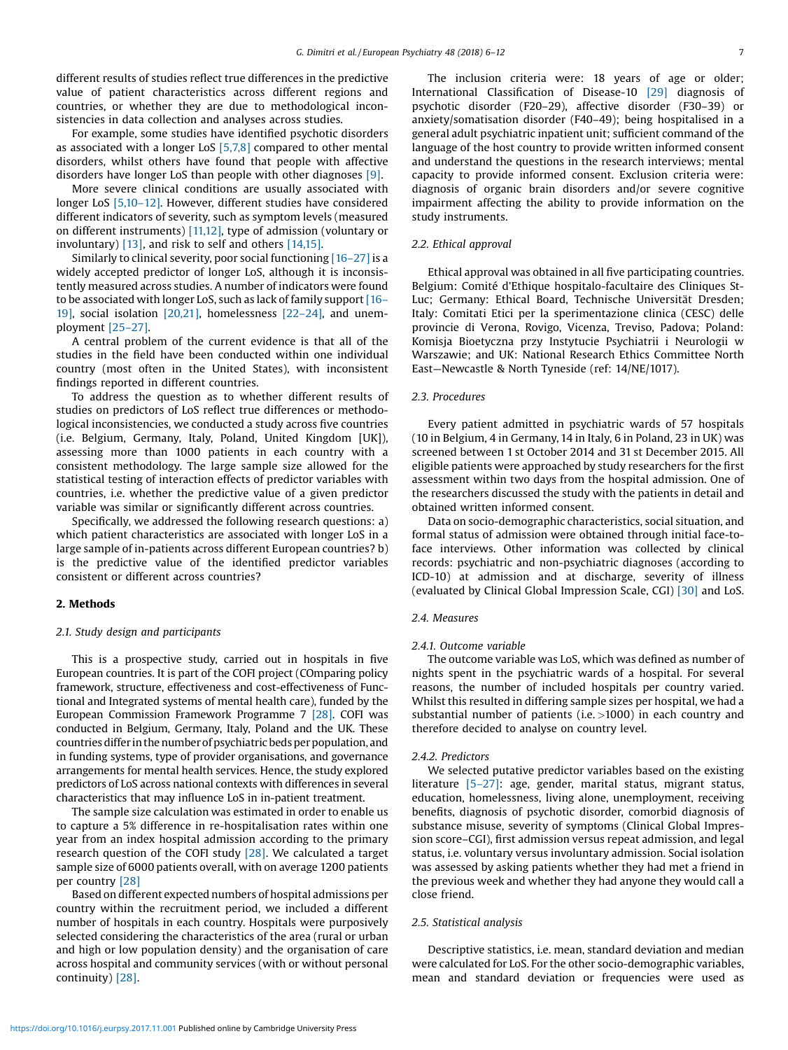different results of studies reflect true differences in the predictive value of patient characteristics across different regions and countries, or whether they are due to methodological inconsistencies in data collection and analyses across studies.

For example, some studies have identified psychotic disorders as associated with a longer LoS [5,7,8] compared to other mental disorders, whilst others have found that people with affective disorders have longer LoS than people with other diagnoses [9].

More severe clinical conditions are usually associated with longer LoS [5,10–12]. However, different studies have considered different indicators of severity, such as symptom levels (measured on different instruments) [11,12], type of admission (voluntary or involuntary) [13], and risk to self and others [14,15].

Similarly to clinical severity, poor social functioning [16–27] is a widely accepted predictor of longer LoS, although it is inconsistently measured across studies. A number of indicators were found to be associated with longer LoS, such as lack of family support [16–19], social isolation [20,21], homelessness [22–24], and unemployment [25–27].

A central problem of the current evidence is that all of the studies in the field have been conducted within one individual country (most often in the United States), with inconsistent findings reported in different countries.

To address the question as to whether different results of studies on predictors of LoS reflect true differences or methodological inconsistencies, we conducted a study across five countries (i.e. Belgium, Germany, Italy, Poland, United Kingdom [UK]), assessing more than 1000 patients in each country with a consistent methodology. The large sample size allowed for the statistical testing of interaction effects of predictor variables with countries, i.e. whether the predictive value of a given predictor variable was similar or significantly different across countries.

Specifically, we addressed the following research questions: a) which patient characteristics are associated with longer LoS in a large sample of in-patients across different European countries? b) is the predictive value of the identified predictor variables consistent or different across countries?

## 2. Methods

### 2.1. Study design and participants

This is a prospective study, carried out in hospitals in five European countries. It is part of the COFI project (COmparing policy framework, structure, effectiveness and cost-effectiveness of Functional and Integrated systems of mental health care), funded by the European Commission Framework Programme 7 [28]. COFI was conducted in Belgium, Germany, Italy, Poland and the UK. These countries differ in the number of psychiatric beds per population, and in funding systems, type of provider organisations, and governance arrangements for mental health services. Hence, the study explored predictors of LoS across national contexts with differences in several characteristics that may influence LoS in in-patient treatment.

The sample size calculation was estimated in order to enable us to capture a 5% difference in re-hospitalisation rates within one year from an index hospital admission according to the primary research question of the COFI study [28]. We calculated a target sample size of 6000 patients overall, with on average 1200 patients per country [28]

Based on different expected numbers of hospital admissions per country within the recruitment period, we included a different number of hospitals in each country. Hospitals were purposively selected considering the characteristics of the area (rural or urban and high or low population density) and the organisation of care across hospital and community services (with or without personal continuity) [28].

The inclusion criteria were: 18 years of age or older; International Classification of Disease-10 [29] diagnosis of psychotic disorder (F20–29), affective disorder (F30–39) or anxiety/somatisation disorder (F40–49); being hospitalised in a general adult psychiatric inpatient unit; sufficient command of the language of the host country to provide written informed consent and understand the questions in the research interviews; mental capacity to provide informed consent. Exclusion criteria were: diagnosis of organic brain disorders and/or severe cognitive impairment affecting the ability to provide information on the study instruments.

### 2.2. Ethical approval

Ethical approval was obtained in all five participating countries. Belgium: Comité d'Ethique hospitalo-facultaire des Cliniques St-Luc; Germany: Ethical Board, Technische Universität Dresden; Italy: Comitati Etici per la sperimentazione clinica (CESC) delle provincie di Verona, Rovigo, Vicenza, Treviso, Padova; Poland: Komisja Bioetyczna przy Instytucie Psychiatrii i Neurologii w Warszawie; and UK: National Research Ethics Committee North East—Newcastle & North Tyneside (ref: 14/NE/1017).

### 2.3. Procedures

Every patient admitted in psychiatric wards of 57 hospitals (10 in Belgium, 4 in Germany, 14 in Italy, 6 in Poland, 23 in UK) was screened between 1 st October 2014 and 31 st December 2015. All eligible patients were approached by study researchers for the first assessment within two days from the hospital admission. One of the researchers discussed the study with the patients in detail and obtained written informed consent.

Data on socio-demographic characteristics, social situation, and formal status of admission were obtained through initial face-to-face interviews. Other information was collected by clinical records: psychiatric and non-psychiatric diagnoses (according to ICD-10) at admission and at discharge, severity of illness (evaluated by Clinical Global Impression Scale, CGI) [30] and LoS.

### 2.4. Measures

#### 2.4.1. Outcome variable

The outcome variable was LoS, which was defined as number of nights spent in the psychiatric wards of a hospital. For several reasons, the number of included hospitals per country varied. Whilst this resulted in differing sample sizes per hospital, we had a substantial number of patients (i.e. >1000) in each country and therefore decided to analyse on country level.

#### 2.4.2. Predictors

We selected putative predictor variables based on the existing literature [5–27]: age, gender, marital status, migrant status, education, homelessness, living alone, unemployment, receiving benefits, diagnosis of psychotic disorder, comorbid diagnosis of substance misuse, severity of symptoms (Clinical Global Impression score–CGI), first admission versus repeat admission, and legal status, i.e. voluntary versus involuntary admission. Social isolation was assessed by asking patients whether they had met a friend in the previous week and whether they had anyone they would call a close friend.

### 2.5. Statistical analysis

Descriptive statistics, i.e. mean, standard deviation and median were calculated for LoS. For the other socio-demographic variables, mean and standard deviation or frequencies were used as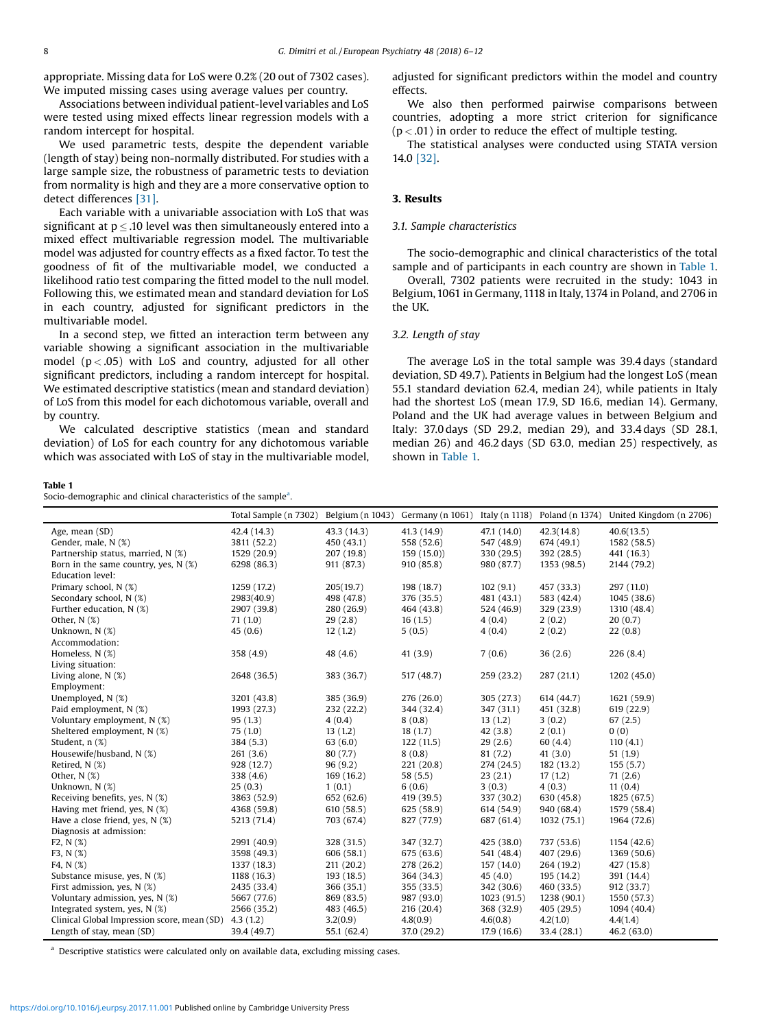appropriate. Missing data for LoS were 0.2% (20 out of 7302 cases). We imputed missing cases using average values per country.

Associations between individual patient-level variables and LoS were tested using mixed effects linear regression models with a random intercept for hospital.

We used parametric tests, despite the dependent variable (length of stay) being non-normally distributed. For studies with a large sample size, the robustness of parametric tests to deviation from normality is high and they are a more conservative option to detect differences [31].

Each variable with a univariable association with LoS that was significant at $p \leq .10$ level was then simultaneously entered into a mixed effect multivariable regression model. The multivariable model was adjusted for country effects as a fixed factor. To test the goodness of fit of the multivariable model, we conducted a likelihood ratio test comparing the fitted model to the null model. Following this, we estimated mean and standard deviation for LoS in each country, adjusted for significant predictors in the multivariable model.

In a second step, we fitted an interaction term between any variable showing a significant association in the multivariable model ($p < .05$) with LoS and country, adjusted for all other significant predictors, including a random intercept for hospital. We estimated descriptive statistics (mean and standard deviation) of LoS from this model for each dichotomous variable, overall and by country.

We calculated descriptive statistics (mean and standard deviation) of LoS for each country for any dichotomous variable which was associated with LoS of stay in the multivariable model, adjusted for significant predictors within the model and country effects.

We also then performed pairwise comparisons between countries, adopting a more strict criterion for significance ($p < .01$) in order to reduce the effect of multiple testing.

The statistical analyses were conducted using STATA version 14.0 [32].

## 3. Results

### 3.1. Sample characteristics

The socio-demographic and clinical characteristics of the total sample and of participants in each country are shown in Table 1.

Overall, 7302 patients were recruited in the study: 1043 in Belgium, 1061 in Germany, 1118 in Italy, 1374 in Poland, and 2706 in the UK.

### 3.2. Length of stay

The average LoS in the total sample was 39.4 days (standard deviation, SD 49.7). Patients in Belgium had the longest LoS (mean 55.1 standard deviation 62.4, median 24), while patients in Italy had the shortest LoS (mean 17.9, SD 16.6, median 14). Germany, Poland and the UK had average values in between Belgium and Italy: 37.0 days (SD 29.2, median 29), and 33.4 days (SD 28.1, median 26) and 46.2 days (SD 63.0, median 25) respectively, as shown in Table 1.

**Table 1**
Socio-demographic and clinical characteristics of the sample[a].

| | Total Sample (n 7302) | Belgium (n 1043) | Germany (n 1061) | Italy (n 1118) | Poland (n 1374) | United Kingdom (n 2706) |
|---|---|---|---|---|---|---|
| Age, mean (SD) | 42.4 (14.3) | 43.3 (14.3) | 41.3 (14.9) | 47.1 (14.0) | 42.3(14.8) | 40.6(13.5) |
| Gender, male, N (%) | 3811 (52.2) | 450 (43.1) | 558 (52.6) | 547 (48.9) | 674 (49.1) | 1582 (58.5) |
| Partnership status, married, N (%) | 1529 (20.9) | 207 (19.8) | 159 (15.0)) | 330 (29.5) | 392 (28.5) | 441 (16.3) |
| Born in the same country, yes, N (%) | 6298 (86.3) | 911 (87.3) | 910 (85.8) | 980 (87.7) | 1353 (98.5) | 2144 (79.2) |
| Education level: | | | | | | |
| Primary school, N (%) | 1259 (17.2) | 205(19.7) | 198 (18.7) | 102 (9.1) | 457 (33.3) | 297 (11.0) |
| Secondary school, N (%) | 2983(40.9) | 498 (47.8) | 376 (35.5) | 481 (43.1) | 583 (42.4) | 1045 (38.6) |
| Further education, N (%) | 2907 (39.8) | 280 (26.9) | 464 (43.8) | 524 (46.9) | 329 (23.9) | 1310 (48.4) |
| Other, N (%) | 71 (1.0) | 29 (2.8) | 16 (1.5) | 4 (0.4) | 2 (0.2) | 20 (0.7) |
| Unknown, N (%) | 45 (0.6) | 12 (1.2) | 5 (0.5) | 4 (0.4) | 2 (0.2) | 22 (0.8) |
| Accommodation: | | | | | | |
| Homeless, N (%) | 358 (4.9) | 48 (4.6) | 41 (3.9) | 7 (0.6) | 36 (2.6) | 226 (8.4) |
| Living situation: | | | | | | |
| Living alone, N (%) | 2648 (36.5) | 383 (36.7) | 517 (48.7) | 259 (23.2) | 287 (21.1) | 1202 (45.0) |
| Employment: | | | | | | |
| Unemployed, N (%) | 3201 (43.8) | 385 (36.9) | 276 (26.0) | 305 (27.3) | 614 (44.7) | 1621 (59.9) |
| Paid employment, N (%) | 1993 (27.3) | 232 (22.2) | 344 (32.4) | 347 (31.1) | 451 (32.8) | 619 (22.9) |
| Voluntary employment, N (%) | 95 (1.3) | 4 (0.4) | 8 (0.8) | 13 (1.2) | 3 (0.2) | 67 (2.5) |
| Sheltered employment, N (%) | 75 (1.0) | 13 (1.2) | 18 (1.7) | 42 (3.8) | 2 (0.1) | 0 (0) |
| Student, n (%) | 384 (5.3) | 63 (6.0) | 122 (11.5) | 29 (2.6) | 60 (4.4) | 110 (4.1) |
| Housewife/husband, N (%) | 261 (3.6) | 80 (7.7) | 8 (0.8) | 81 (7.2) | 41 (3.0) | 51 (1.9) |
| Retired, N (%) | 928 (12.7) | 96 (9.2) | 221 (20.8) | 274 (24.5) | 182 (13.2) | 155 (5.7) |
| Other, N (%) | 338 (4.6) | 169 (16.2) | 58 (5.5) | 23 (2.1) | 17 (1.2) | 71 (2.6) |
| Unknown, N (%) | 25 (0.3) | 1 (0.1) | 6 (0.6) | 3 (0.3) | 4 (0.3) | 11 (0.4) |
| Receiving benefits, yes, N (%) | 3863 (52.9) | 652 (62.6) | 419 (39.5) | 337 (30.2) | 630 (45.8) | 1825 (67.5) |
| Having met friend, yes, N (%) | 4368 (59.8) | 610 (58.5) | 625 (58.9) | 614 (54.9) | 940 (68.4) | 1579 (58.4) |
| Have a close friend, yes, N (%) | 5213 (71.4) | 703 (67.4) | 827 (77.9) | 687 (61.4) | 1032 (75.1) | 1964 (72.6) |
| Diagnosis at admission: | | | | | | |
| F2, N (%) | 2991 (40.9) | 328 (31.5) | 347 (32.7) | 425 (38.0) | 737 (53.6) | 1154 (42.6) |
| F3, N (%) | 3598 (49.3) | 606 (58.1) | 675 (63.6) | 541 (48.4) | 407 (29.6) | 1369 (50.6) |
| F4, N (%) | 1337 (18.3) | 211 (20.2) | 278 (26.2) | 157 (14.0) | 264 (19.2) | 427 (15.8) |
| Substance misuse, yes, N (%) | 1188 (16.3) | 193 (18.5) | 364 (34.3) | 45 (4.0) | 195 (14.2) | 391 (14.4) |
| First admission, yes, N (%) | 2435 (33.4) | 366 (35.1) | 355 (33.5) | 342 (30.6) | 460 (33.5) | 912 (33.7) |
| Voluntary admission, yes, N (%) | 5667 (77.6) | 869 (83.5) | 987 (93.0) | 1023 (91.5) | 1238 (90.1) | 1550 (57.3) |
| Integrated system, yes, N (%) | 2566 (35.2) | 483 (46.5) | 216 (20.4) | 368 (32.9) | 405 (29.5) | 1094 (40.4) |
| Clinical Global Impression score, mean (SD) | 4.3 (1.2) | 3.2(0.9) | 4.8(0.9) | 4.6(0.8) | 4.2(1.0) | 4.4(1.4) |
| Length of stay, mean (SD) | 39.4 (49.7) | 55.1 (62.4) | 37.0 (29.2) | 17.9 (16.6) | 33.4 (28.1) | 46.2 (63.0) |

[a] Descriptive statistics were calculated only on available data, excluding missing cases.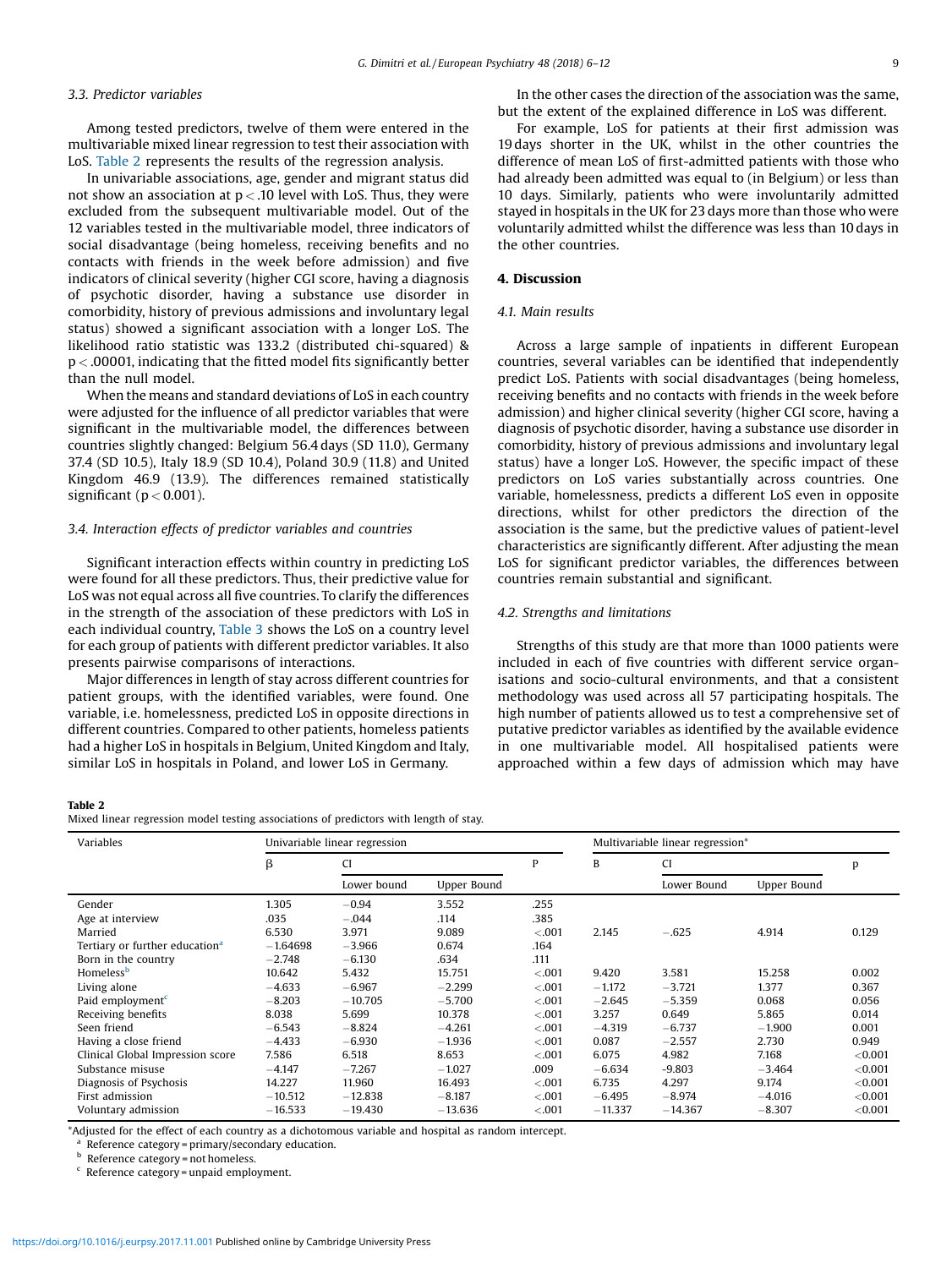### 3.3. Predictor variables

Among tested predictors, twelve of them were entered in the multivariable mixed linear regression to test their association with LoS. Table 2 represents the results of the regression analysis.

In univariable associations, age, gender and migrant status did not show an association at $p < .10$ level with LoS. Thus, they were excluded from the subsequent multivariable model. Out of the 12 variables tested in the multivariable model, three indicators of social disadvantage (being homeless, receiving benefits and no contacts with friends in the week before admission) and five indicators of clinical severity (higher CGI score, having a diagnosis of psychotic disorder, having a substance use disorder in comorbidity, history of previous admissions and involuntary legal status) showed a significant association with a longer LoS. The likelihood ratio statistic was 133.2 (distributed chi-squared) & $p < .00001$, indicating that the fitted model fits significantly better than the null model.

When the means and standard deviations of LoS in each country were adjusted for the influence of all predictor variables that were significant in the multivariable model, the differences between countries slightly changed: Belgium 56.4 days (SD 11.0), Germany 37.4 (SD 10.5), Italy 18.9 (SD 10.4), Poland 30.9 (11.8) and United Kingdom 46.9 (13.9). The differences remained statistically significant ($p < 0.001$).

### 3.4. Interaction effects of predictor variables and countries

Significant interaction effects within country in predicting LoS were found for all these predictors. Thus, their predictive value for LoS was not equal across all five countries. To clarify the differences in the strength of the association of these predictors with LoS in each individual country, Table 3 shows the LoS on a country level for each group of patients with different predictor variables. It also presents pairwise comparisons of interactions.

Major differences in length of stay across different countries for patient groups, with the identified variables, were found. One variable, i.e. homelessness, predicted LoS in opposite directions in different countries. Compared to other patients, homeless patients had a higher LoS in hospitals in Belgium, United Kingdom and Italy, similar LoS in hospitals in Poland, and lower LoS in Germany.

In the other cases the direction of the association was the same, but the extent of the explained difference in LoS was different.

For example, LoS for patients at their first admission was 19 days shorter in the UK, whilst in the other countries the difference of mean LoS of first-admitted patients with those who had already been admitted was equal to (in Belgium) or less than 10 days. Similarly, patients who were involuntarily admitted stayed in hospitals in the UK for 23 days more than those who were voluntarily admitted whilst the difference was less than 10 days in the other countries.

## 4. Discussion

### 4.1. Main results

Across a large sample of inpatients in different European countries, several variables can be identified that independently predict LoS. Patients with social disadvantages (being homeless, receiving benefits and no contacts with friends in the week before admission) and higher clinical severity (higher CGI score, having a diagnosis of psychotic disorder, having a substance use disorder in comorbidity, history of previous admissions and involuntary legal status) have a longer LoS. However, the specific impact of these predictors on LoS varies substantially across countries. One variable, homelessness, predicts a different LoS even in opposite directions, whilst for other predictors the direction of the association is the same, but the predictive values of patient-level characteristics are significantly different. After adjusting the mean LoS for significant predictor variables, the differences between countries remain substantial and significant.

### 4.2. Strengths and limitations

Strengths of this study are that more than 1000 patients were included in each of five countries with different service organisations and socio-cultural environments, and that a consistent methodology was used across all 57 participating hospitals. The high number of patients allowed us to test a comprehensive set of putative predictor variables as identified by the available evidence in one multivariable model. All hospitalised patients were approached within a few days of admission which may have

**Table 2**
Mixed linear regression model testing associations of predictors with length of stay.

| Variables | Univariable linear regression | | | | Multivariable linear regression* | | | |
|---|---|---|---|---|---|---|---|---|
| | β | CI | | P | B | CI | | p |
| | | Lower bound | Upper Bound | | | Lower Bound | Upper Bound | |
| Gender | 1.305 | −0.94 | 3.552 | .255 | | | | |
| Age at interview | .035 | −.044 | .114 | .385 | | | | |
| Married | 6.530 | 3.971 | 9.089 | <.001 | 2.145 | −.625 | 4.914 | 0.129 |
| Tertiary or further education[a] | −1.64698 | −3.966 | 0.674 | .164 | | | | |
| Born in the country | −2.748 | −6.130 | .634 | .111 | | | | |
| Homeless[b] | 10.642 | 5.432 | 15.751 | <.001 | 9.420 | 3.581 | 15.258 | 0.002 |
| Living alone | −4.633 | −6.967 | −2.299 | <.001 | −1.172 | −3.721 | 1.377 | 0.367 |
| Paid employment[c] | −8.203 | −10.705 | −5.700 | <.001 | −2.645 | −5.359 | 0.068 | 0.056 |
| Receiving benefits | 8.038 | 5.699 | 10.378 | <.001 | 3.257 | 0.649 | 5.865 | 0.014 |
| Seen friend | −6.543 | −8.824 | −4.261 | <.001 | −4.319 | −6.737 | −1.900 | 0.001 |
| Having a close friend | −4.433 | −6.930 | −1.936 | <.001 | 0.087 | −2.557 | 2.730 | 0.949 |
| Clinical Global Impression score | 7.586 | 6.518 | 8.653 | <.001 | 6.075 | 4.982 | 7.168 | <0.001 |
| Substance misuse | −4.147 | −7.267 | −1.027 | .009 | −6.634 | -9.803 | −3.464 | <0.001 |
| Diagnosis of Psychosis | 14.227 | 11.960 | 16.493 | <.001 | 6.735 | 4.297 | 9.174 | <0.001 |
| First admission | −10.512 | −12.838 | −8.187 | <.001 | −6.495 | −8.974 | −4.016 | <0.001 |
| Voluntary admission | −16.533 | −19.430 | −13.636 | <.001 | −11.337 | −14.367 | −8.307 | <0.001 |

*Adjusted for the effect of each country as a dichotomous variable and hospital as random intercept.
[a] Reference category = primary/secondary education.
[b] Reference category = not homeless.
[c] Reference category = unpaid employment.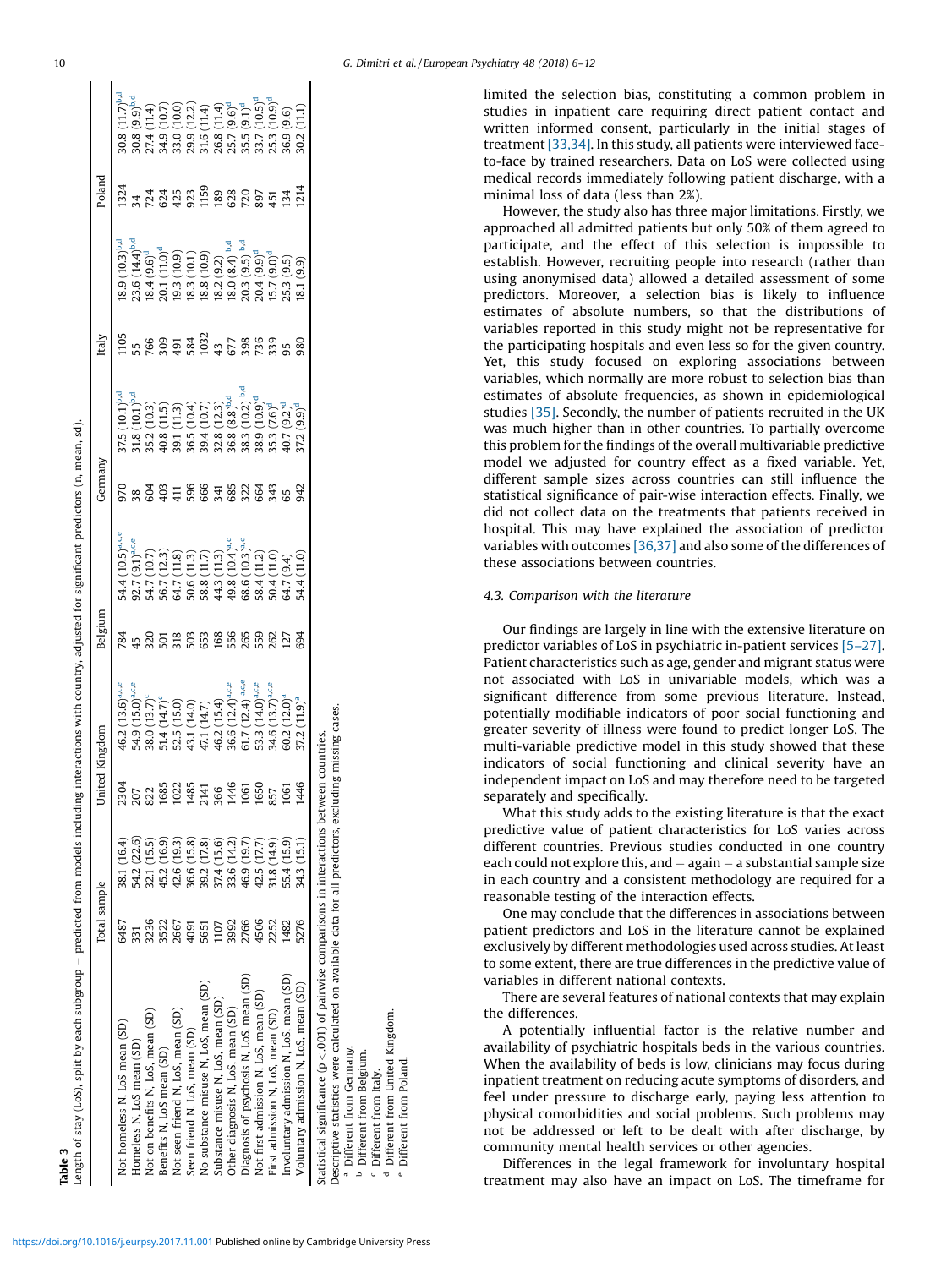**Table 3**

Length of stay (LoS), split by each subgroup – predicted from models including interactions with country, adjusted for significant predictors (n, mean, sd).

| | Total sample | | United Kingdom | | Belgium | | Germany | | Italy | | Poland | |
|---|---|---|---|---|---|---|---|---|---|---|---|---|
| Not homeless N, LoS mean (SD) | 6487 | 38.1 (16.4) | 2304 | 46.2 (13.6)[a,c,e] | 784 | 54.4 (10.5)[a,c,e] | 970 | 37.5 (10.1)[b,d] | 1105 | 18.9 (10.3)[b,d] | 1324 | 30.8 (11.7)[b,d] |
| Homeless N, LoS mean (SD) | 331 | 54.2 (22.6) | 207 | 54.9 (15.0)[a,c,e] | 45 | 92.7 (9.1)[a,c,e] | 38 | 31.8 (10.1)[b,d] | 55 | 23.6 (14.4)[b,d] | 34 | 30.8 (9.9)[b,d] |
| Not on benefits N, LoS, mean (SD) | 3236 | 32.1 (15.5) | 822 | 38.0 (13.7)[c] | 320 | 54.7 (10.7) | 604 | 35.2 (10.3) | 766 | 18.4 (9.6)[d] | 724 | 27.4 (11.4) |
| Benefits N, LoS mean (SD) | 3522 | 45.2 (16.9) | 1685 | 51.4 (14.7)[c] | 501 | 56.7 (12.3) | 403 | 40.8 (11.5) | 309 | 20.1 (11.0)[d] | 624 | 34.9 (10.7) |
| Not seen friend N, LoS, mean (SD) | 2667 | 42.6 (19.3) | 1022 | 52.5 (15.0) | 318 | 64.7 (11.8) | 411 | 39.1 (11.3) | 491 | 19.3 (10.9) | 425 | 33.0 (10.0) |
| Seen friend N, LoS, mean (SD) | 4091 | 36.6 (15.8) | 1485 | 43.1 (14.0) | 503 | 50.6 (11.3) | 596 | 36.5 (10.4) | 584 | 18.3 (10.1) | 923 | 29.9 (12.2) |
| No substance misuse N, LoS, mean (SD) | 5651 | 39.2 (17.8) | 2141 | 47.1 (14.7) | 653 | 58.8 (11.7) | 666 | 39.4 (10.7) | 1032 | 18.8 (10.9) | 1159 | 31.6 (11.4) |
| Substance misuse N, LoS, mean (SD) | 1107 | 37.4 (15.6) | 366 | 46.2 (15.4) | 168 | 44.3 (11.3) | 341 | 32.8 (12.3) | 43 | 18.2 (9.2) | 189 | 26.8 (11.4) |
| Other diagnosis N, LoS, mean (SD) | 3992 | 33.6 (14.2) | 1446 | 36.6 (12.4)[a,c,e] | 556 | 49.8 (10.4)[a,c] | 685 | 36.8 (8.8)[b,d] | 677 | 18.0 (8.4) [b,d] | 628 | 25.7 (9.6)[d] |
| Diagnosis of psychosis N, LoS, mean (SD) | 2766 | 46.9 (19.7) | 1061 | 61.7 (12.4) [a,c,e] | 265 | 68.6 (10.3)[a,c] | 322 | 38.3 (10.2) [b,d] | 398 | 20.3 (9.5) [b,d] | 720 | 35.5 (9.1)[d] |
| Not first admission N, LoS, mean (SD) | 4506 | 42.5 (17.7) | 1650 | 53.3 (14.0)[a,c,e] | 559 | 58.4 (11.2) | 664 | 38.9 (10.9)[d] | 736 | 20.4 (9.9)[d] | 897 | 33.7 (10.5)[d] |
| First admission N, LoS, mean (SD) | 2252 | 31.8 (14.9) | 857 | 34.6 (13.7)[a,c,e] | 262 | 50.4 (11.0) | 343 | 35.3 (7.6)[d] | 339 | 15.7 (9.0)[d] | 451 | 25.3 (10.9)[d] |
| Involuntary admission N, LoS, mean (SD) | 1482 | 55.4 (15.9) | 1061 | 60.2 (12.0)[a] | 127 | 64.7 (9.4) | 65 | 40.7 (9.2)[d] | 95 | 25.3 (9.5) | 134 | 36.9 (9.6) |
| Voluntary admission N, LoS, mean (SD) | 5276 | 34.3 (15.1) | 1446 | 37.2 (11.9)[a] | 694 | 54.4 (11.0) | 942 | 37.2 (9.9)[d] | 980 | 18.1 (9.9) | 1214 | 30.2 (11.1) |

Statistical significance ($p < .001$) of pairwise comparisons in interactions between countries.
Descriptive statistics were calculated on available data for all predictors, excluding missing cases.
[a] Different from Germany.
[b] Different from Belgium.
[c] Different from Italy.
[d] Different from United Kingdom.
[e] Different from Poland.

limited the selection bias, constituting a common problem in studies in inpatient care requiring direct patient contact and written informed consent, particularly in the initial stages of treatment [33,34]. In this study, all patients were interviewed face-to-face by trained researchers. Data on LoS were collected using medical records immediately following patient discharge, with a minimal loss of data (less than 2%).

However, the study also has three major limitations. Firstly, we approached all admitted patients but only 50% of them agreed to participate, and the effect of this selection is impossible to establish. However, recruiting people into research (rather than using anonymised data) allowed a detailed assessment of some predictors. Moreover, a selection bias is likely to influence estimates of absolute numbers, so that the distributions of variables reported in this study might not be representative for the participating hospitals and even less so for the given country. Yet, this study focused on exploring associations between variables, which normally are more robust to selection bias than estimates of absolute frequencies, as shown in epidemiological studies [35]. Secondly, the number of patients recruited in the UK was much higher than in other countries. To partially overcome this problem for the findings of the overall multivariable predictive model we adjusted for country effect as a fixed variable. Yet, different sample sizes across countries can still influence the statistical significance of pair-wise interaction effects. Finally, we did not collect data on the treatments that patients received in hospital. This may have explained the association of predictor variables with outcomes [36,37] and also some of the differences of these associations between countries.

### 4.3. Comparison with the literature

Our findings are largely in line with the extensive literature on predictor variables of LoS in psychiatric in-patient services [5–27]. Patient characteristics such as age, gender and migrant status were not associated with LoS in univariable models, which was a significant difference from some previous literature. Instead, potentially modifiable indicators of poor social functioning and greater severity of illness were found to predict longer LoS. The multi-variable predictive model in this study showed that these indicators of social functioning and clinical severity have an independent impact on LoS and may therefore need to be targeted separately and specifically.

What this study adds to the existing literature is that the exact predictive value of patient characteristics for LoS varies across different countries. Previous studies conducted in one country each could not explore this, and – again – a substantial sample size in each country and a consistent methodology are required for a reasonable testing of the interaction effects.

One may conclude that the differences in associations between patient predictors and LoS in the literature cannot be explained exclusively by different methodologies used across studies. At least to some extent, there are true differences in the predictive value of variables in different national contexts.

There are several features of national contexts that may explain the differences.

A potentially influential factor is the relative number and availability of psychiatric hospitals beds in the various countries. When the availability of beds is low, clinicians may focus during inpatient treatment on reducing acute symptoms of disorders, and feel under pressure to discharge early, paying less attention to physical comorbidities and social problems. Such problems may not be addressed or left to be dealt with after discharge, by community mental health services or other agencies.

Differences in the legal framework for involuntary hospital treatment may also have an impact on LoS. The timeframe for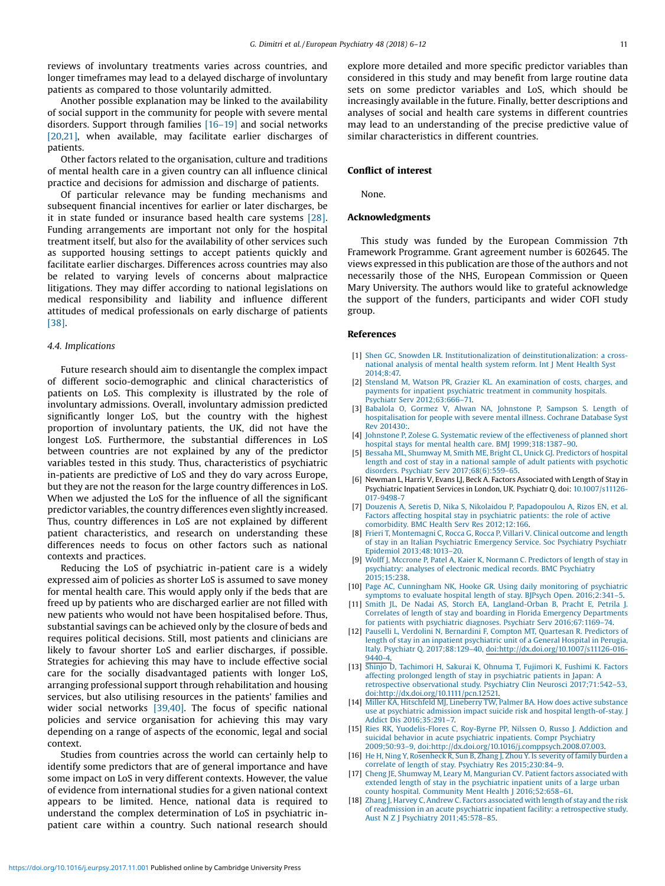reviews of involuntary treatments varies across countries, and longer timeframes may lead to a delayed discharge of involuntary patients as compared to those voluntarily admitted.

Another possible explanation may be linked to the availability of social support in the community for people with severe mental disorders. Support through families [16–19] and social networks [20,21], when available, may facilitate earlier discharges of patients.

Other factors related to the organisation, culture and traditions of mental health care in a given country can all influence clinical practice and decisions for admission and discharge of patients.

Of particular relevance may be funding mechanisms and subsequent financial incentives for earlier or later discharges, be it in state funded or insurance based health care systems [28]. Funding arrangements are important not only for the hospital treatment itself, but also for the availability of other services such as supported housing settings to accept patients quickly and facilitate earlier discharges. Differences across countries may also be related to varying levels of concerns about malpractice litigations. They may differ according to national legislations on medical responsibility and liability and influence different attitudes of medical professionals on early discharge of patients [38].

*4.4. Implications*

Future research should aim to disentangle the complex impact of different socio-demographic and clinical characteristics of patients on LoS. This complexity is illustrated by the role of involuntary admissions. Overall, involuntary admission predicted significantly longer LoS, but the country with the highest proportion of involuntary patients, the UK, did not have the longest LoS. Furthermore, the substantial differences in LoS between countries are not explained by any of the predictor variables tested in this study. Thus, characteristics of psychiatric in-patients are predictive of LoS and they do vary across Europe, but they are not the reason for the large country differences in LoS. When we adjusted the LoS for the influence of all the significant predictor variables, the country differences even slightly increased. Thus, country differences in LoS are not explained by different patient characteristics, and research on understanding these differences needs to focus on other factors such as national contexts and practices.

Reducing the LoS of psychiatric in-patient care is a widely expressed aim of policies as shorter LoS is assumed to save money for mental health care. This would apply only if the beds that are freed up by patients who are discharged earlier are not filled with new patients who would not have been hospitalised before. Thus, substantial savings can be achieved only by the closure of beds and requires political decisions. Still, most patients and clinicians are likely to favour shorter LoS and earlier discharges, if possible. Strategies for achieving this may have to include effective social care for the socially disadvantaged patients with longer LoS, arranging professional support through rehabilitation and housing services, but also utilising resources in the patients' families and wider social networks [39,40]. The focus of specific national policies and service organisation for achieving this may vary depending on a range of aspects of the economic, legal and social context.

Studies from countries across the world can certainly help to identify some predictors that are of general importance and have some impact on LoS in very different contexts. However, the value of evidence from international studies for a given national context appears to be limited. Hence, national data is required to understand the complex determination of LoS in psychiatric in-patient care within a country. Such national research should explore more detailed and more specific predictor variables than considered in this study and may benefit from large routine data sets on some predictor variables and LoS, which should be increasingly available in the future. Finally, better descriptions and analyses of social and health care systems in different countries may lead to an understanding of the precise predictive value of similar characteristics in different countries.

## Conflict of interest

None.

## Acknowledgments

This study was funded by the European Commission 7th Framework Programme. Grant agreement number is 602645. The views expressed in this publication are those of the authors and not necessarily those of the NHS, European Commission or Queen Mary University. The authors would like to grateful acknowledge the support of the funders, participants and wider COFI study group.

## References

[1] Shen GC, Snowden LR. Institutionalization of deinstitutionalization: a cross-national analysis of mental health system reform. Int J Ment Health Syst 2014;8:47.

[2] Stensland M, Watson PR, Grazier KL. An examination of costs, charges, and payments for inpatient psychiatric treatment in community hospitals. Psychiatr Serv 2012;63:666–71.

[3] Babalola O, Gormez V, Alwan NA, Johnstone P, Sampson S. Length of hospitalisation for people with severe mental illness. Cochrane Database Syst Rev 201430:.

[4] Johnstone P, Zolese G. Systematic review of the effectiveness of planned short hospital stays for mental health care. BMJ 1999;318:1387–90.

[5] Bessaha ML, Shumway M, Smith ME, Bright CL, Unick GJ. Predictors of hospital length and cost of stay in a national sample of adult patients with psychotic disorders. Psychiatr Serv 2017;68(6):559–65.

[6] Newman L, Harris V, Evans LJ, Beck A. Factors Associated with Length of Stay in Psychiatric Inpatient Services in London, UK. Psychiatr Q. doi: 10.1007/s11126-017-9498-7

[7] Douzenis A, Seretis D, Nika S, Nikolaidou P, Papadopoulou A, Rizos EN, et al. Factors affecting hospital stay in psychiatric patients: the role of active comorbidity. BMC Health Serv Res 2012;12:166.

[8] Frieri T, Montemagni C, Rocca G, Rocca P, Villari V. Clinical outcome and length of stay in an Italian Psychiatric Emergency Service. Soc Psychiatry Psychiatr Epidemiol 2013;48:1013–20.

[9] Wolff J, Mccrone P, Patel A, Kaier K, Normann C. Predictors of length of stay in psychiatry: analyses of electronic medical records. BMC Psychiatry 2015;15:238.

[10] Page AC, Cunningham NK, Hooke GR. Using daily monitoring of psychiatric symptoms to evaluate hospital length of stay. BJPsych Open. 2016;2:341–5.

[11] Smith JL, De Nadai AS, Storch EA, Langland-Orban B, Pracht E, Petrila J. Correlates of length of stay and boarding in Florida Emergency Departments for patients with psychiatric diagnoses. Psychiatr Serv 2016;67:1169–74.

[12] Pauselli L, Verdolini N, Bernardini F, Compton MT, Quartesan R. Predictors of length of stay in an inpatient psychiatric unit of a General Hospital in Perugia, Italy. Psychiatr Q. 2017;88:129–40, doi:http://dx.doi.org/10.1007/s11126-016-9440-4.

[13] Shinjo D, Tachimori H, Sakurai K, Ohnuma T, Fujimori K, Fushimi K. Factors affecting prolonged length of stay in psychiatric patients in Japan: A retrospective observational study. Psychiatry Clin Neurosci 2017;71:542–53, doi:http://dx.doi.org/10.1111/pcn.12521.

[14] Miller KA, Hitschfeld MJ, Lineberry TW, Palmer BA. How does active substance use at psychiatric admission impact suicide risk and hospital length-of-stay. J Addict Dis 2016;35:291–7.

[15] Ries RK, Yuodelis-Flores C, Roy-Byrne PP, Nilssen O, Russo J. Addiction and suicidal behavior in acute psychiatric inpatients. Compr Psychiatry 2009;50:93–9, doi:http://dx.doi.org/10.1016/j.comppsych.2008.07.003.

[16] He H, Ning Y, Rosenheck R, Sun B, Zhang J, Zhou Y. Is severity of family burden a correlate of length of stay. Psychiatry Res 2015;230:84–9.

[17] Cheng JE, Shumway M, Leary M, Mangurian CV. Patient factors associated with extended length of stay in the psychiatric inpatient units of a large urban county hospital. Community Ment Health J 2016;52:658–61.

[18] Zhang J, Harvey C, Andrew C. Factors associated with length of stay and the risk of readmission in an acute psychiatric inpatient facility: a retrospective study. Aust N Z J Psychiatry 2011;45:578–85.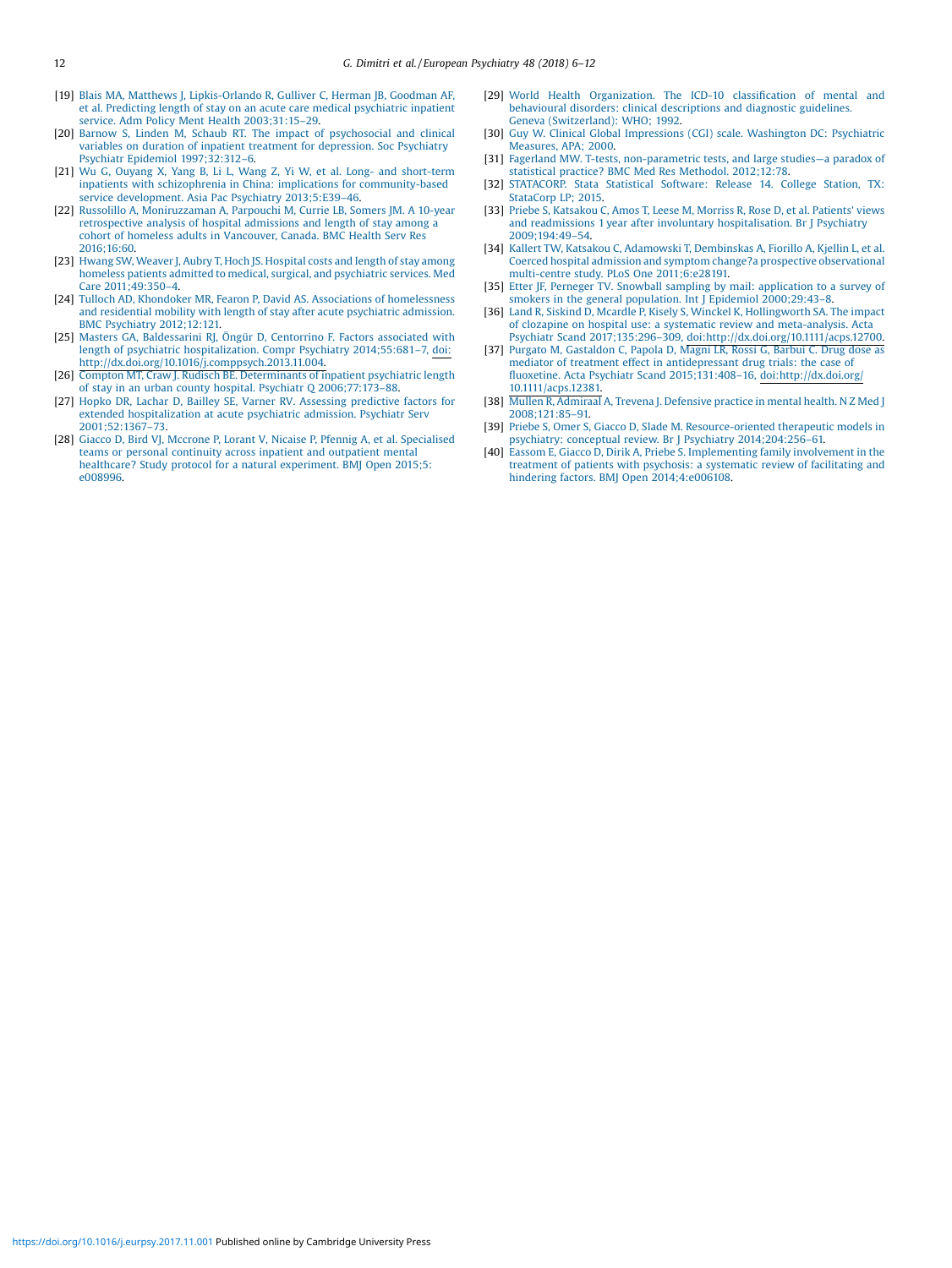[19] Blais MA, Matthews J, Lipkis-Orlando R, Gulliver C, Herman JB, Goodman AF, et al. Predicting length of stay on an acute care medical psychiatric inpatient service. Adm Policy Ment Health 2003;31:15–29.

[20] Barnow S, Linden M, Schaub RT. The impact of psychosocial and clinical variables on duration of inpatient treatment for depression. Soc Psychiatry Psychiatr Epidemiol 1997;32:312–6.

[21] Wu G, Ouyang X, Yang B, Li L, Wang Z, Yi W, et al. Long- and short-term inpatients with schizophrenia in China: implications for community-based service development. Asia Pac Psychiatry 2013;5:E39–46.

[22] Russolillo A, Moniruzzaman A, Parpouchi M, Currie LB, Somers JM. A 10-year retrospective analysis of hospital admissions and length of stay among a cohort of homeless adults in Vancouver, Canada. BMC Health Serv Res 2016;16:60.

[23] Hwang SW, Weaver J, Aubry T, Hoch JS. Hospital costs and length of stay among homeless patients admitted to medical, surgical, and psychiatric services. Med Care 2011;49:350–4.

[24] Tulloch AD, Khondoker MR, Fearon P, David AS. Associations of homelessness and residential mobility with length of stay after acute psychiatric admission. BMC Psychiatry 2012;12:121.

[25] Masters GA, Baldessarini RJ, Öngür D, Centorrino F. Factors associated with length of psychiatric hospitalization. Compr Psychiatry 2014;55:681–7, doi: http://dx.doi.org/10.1016/j.comppsych.2013.11.004.

[26] Compton MT, Craw J. Rudisch BE. Determinants of inpatient psychiatric length of stay in an urban county hospital. Psychiatr Q 2006;77:173–88.

[27] Hopko DR, Lachar D, Bailley SE, Varner RV. Assessing predictive factors for extended hospitalization at acute psychiatric admission. Psychiatr Serv 2001;52:1367–73.

[28] Giacco D, Bird VJ, Mccrone P, Lorant V, Nicaise P, Pfennig A, et al. Specialised teams or personal continuity across inpatient and outpatient mental healthcare? Study protocol for a natural experiment. BMJ Open 2015;5: e008996.

[29] World Health Organization. The ICD-10 classification of mental and behavioural disorders: clinical descriptions and diagnostic guidelines. Geneva (Switzerland): WHO; 1992.

[30] Guy W. Clinical Global Impressions (CGI) scale. Washington DC: Psychiatric Measures, APA; 2000.

[31] Fagerland MW. T-tests, non-parametric tests, and large studies—a paradox of statistical practice? BMC Med Res Methodol. 2012;12:78.

[32] STATACORP. Stata Statistical Software: Release 14. College Station, TX: StataCorp LP; 2015.

[33] Priebe S, Katsakou C, Amos T, Leese M, Morriss R, Rose D, et al. Patients' views and readmissions 1 year after involuntary hospitalisation. Br J Psychiatry 2009;194:49–54.

[34] Kallert TW, Katsakou C, Adamowski T, Dembinskas A, Fiorillo A, Kjellin L, et al. Coerced hospital admission and symptom change?a prospective observational multi-centre study. PLoS One 2011;6:e28191.

[35] Etter JF, Perneger TV. Snowball sampling by mail: application to a survey of smokers in the general population. Int J Epidemiol 2000;29:43–8.

[36] Land R, Siskind D, Mcardle P, Kisely S, Winckel K, Hollingworth SA. The impact of clozapine on hospital use: a systematic review and meta-analysis. Acta Psychiatr Scand 2017;135:296–309, doi:http://dx.doi.org/10.1111/acps.12700.

[37] Purgato M, Gastaldon C, Papola D, Magni LR, Rossi G, Barbui C. Drug dose as mediator of treatment effect in antidepressant drug trials: the case of fluoxetine. Acta Psychiatr Scand 2015;131:408–16, doi:http://dx.doi.org/10.1111/acps.12381.

[38] Mullen R, Admiraal A, Trevena J. Defensive practice in mental health. N Z Med J 2008;121:85–91.

[39] Priebe S, Omer S, Giacco D, Slade M. Resource-oriented therapeutic models in psychiatry: conceptual review. Br J Psychiatry 2014;204:256–61.

[40] Eassom E, Giacco D, Dirik A, Priebe S. Implementing family involvement in the treatment of patients with psychosis: a systematic review of facilitating and hindering factors. BMJ Open 2014;4:e006108.